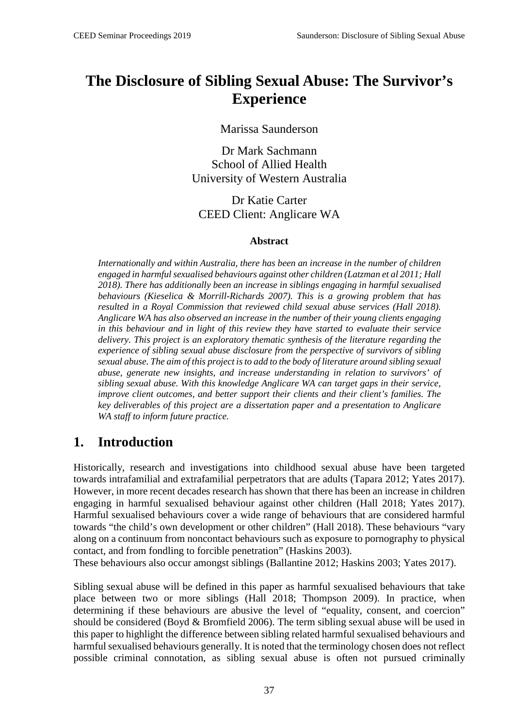# The Disclosure of Sibling Sexual Abuse: The Survivor's Experience

Marissa Saunderson

Dr Mark Sachmann
School of Allied Health
University of Western Australia

Dr Katie Carter
CEED Client: Anglicare WA

### Abstract

*Internationally and within Australia, there has been an increase in the number of children engaged in harmful sexualised behaviours against other children (Latzman et al 2011; Hall 2018). There has additionally been an increase in siblings engaging in harmful sexualised behaviours (Kieselica & Morrill-Richards 2007). This is a growing problem that has resulted in a Royal Commission that reviewed child sexual abuse services (Hall 2018). Anglicare WA has also observed an increase in the number of their young clients engaging in this behaviour and in light of this review they have started to evaluate their service delivery. This project is an exploratory thematic synthesis of the literature regarding the experience of sibling sexual abuse disclosure from the perspective of survivors of sibling sexual abuse. The aim of this project is to add to the body of literature around sibling sexual abuse, generate new insights, and increase understanding in relation to survivors' of sibling sexual abuse. With this knowledge Anglicare WA can target gaps in their service, improve client outcomes, and better support their clients and their client's families. The key deliverables of this project are a dissertation paper and a presentation to Anglicare WA staff to inform future practice.*

## 1. Introduction

Historically, research and investigations into childhood sexual abuse have been targeted towards intrafamilial and extrafamilial perpetrators that are adults (Tapara 2012; Yates 2017). However, in more recent decades research has shown that there has been an increase in children engaging in harmful sexualised behaviour against other children (Hall 2018; Yates 2017). Harmful sexualised behaviours cover a wide range of behaviours that are considered harmful towards "the child's own development or other children" (Hall 2018). These behaviours "vary along on a continuum from noncontact behaviours such as exposure to pornography to physical contact, and from fondling to forcible penetration" (Haskins 2003).
These behaviours also occur amongst siblings (Ballantine 2012; Haskins 2003; Yates 2017).

Sibling sexual abuse will be defined in this paper as harmful sexualised behaviours that take place between two or more siblings (Hall 2018; Thompson 2009). In practice, when determining if these behaviours are abusive the level of "equality, consent, and coercion" should be considered (Boyd & Bromfield 2006). The term sibling sexual abuse will be used in this paper to highlight the difference between sibling related harmful sexualised behaviours and harmful sexualised behaviours generally. It is noted that the terminology chosen does not reflect possible criminal connotation, as sibling sexual abuse is often not pursued criminally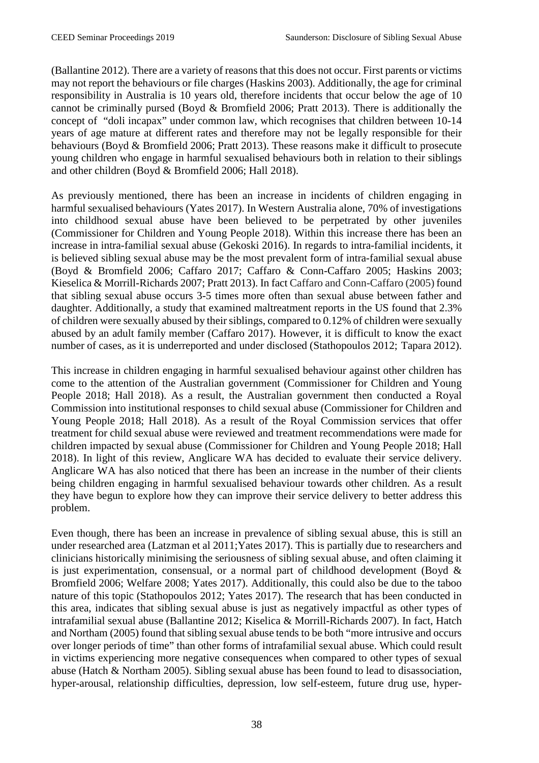(Ballantine 2012). There are a variety of reasons that this does not occur. First parents or victims may not report the behaviours or file charges (Haskins 2003). Additionally, the age for criminal responsibility in Australia is 10 years old, therefore incidents that occur below the age of 10 cannot be criminally pursed (Boyd & Bromfield 2006; Pratt 2013). There is additionally the concept of "doli incapax" under common law, which recognises that children between 10-14 years of age mature at different rates and therefore may not be legally responsible for their behaviours (Boyd & Bromfield 2006; Pratt 2013). These reasons make it difficult to prosecute young children who engage in harmful sexualised behaviours both in relation to their siblings and other children (Boyd & Bromfield 2006; Hall 2018).

As previously mentioned, there has been an increase in incidents of children engaging in harmful sexualised behaviours (Yates 2017). In Western Australia alone, 70% of investigations into childhood sexual abuse have been believed to be perpetrated by other juveniles (Commissioner for Children and Young People 2018). Within this increase there has been an increase in intra-familial sexual abuse (Gekoski 2016). In regards to intra-familial incidents, it is believed sibling sexual abuse may be the most prevalent form of intra-familial sexual abuse (Boyd & Bromfield 2006; Caffaro 2017; Caffaro & Conn-Caffaro 2005; Haskins 2003; Kieselica & Morrill-Richards 2007; Pratt 2013). In fact Caffaro and Conn-Caffaro (2005) found that sibling sexual abuse occurs 3-5 times more often than sexual abuse between father and daughter. Additionally, a study that examined maltreatment reports in the US found that 2.3% of children were sexually abused by their siblings, compared to 0.12% of children were sexually abused by an adult family member (Caffaro 2017). However, it is difficult to know the exact number of cases, as it is underreported and under disclosed (Stathopoulos 2012; Tapara 2012).

This increase in children engaging in harmful sexualised behaviour against other children has come to the attention of the Australian government (Commissioner for Children and Young People 2018; Hall 2018). As a result, the Australian government then conducted a Royal Commission into institutional responses to child sexual abuse (Commissioner for Children and Young People 2018; Hall 2018). As a result of the Royal Commission services that offer treatment for child sexual abuse were reviewed and treatment recommendations were made for children impacted by sexual abuse (Commissioner for Children and Young People 2018; Hall 2018). In light of this review, Anglicare WA has decided to evaluate their service delivery. Anglicare WA has also noticed that there has been an increase in the number of their clients being children engaging in harmful sexualised behaviour towards other children. As a result they have begun to explore how they can improve their service delivery to better address this problem.

Even though, there has been an increase in prevalence of sibling sexual abuse, this is still an under researched area (Latzman et al 2011;Yates 2017). This is partially due to researchers and clinicians historically minimising the seriousness of sibling sexual abuse, and often claiming it is just experimentation, consensual, or a normal part of childhood development (Boyd & Bromfield 2006; Welfare 2008; Yates 2017). Additionally, this could also be due to the taboo nature of this topic (Stathopoulos 2012; Yates 2017). The research that has been conducted in this area, indicates that sibling sexual abuse is just as negatively impactful as other types of intrafamilial sexual abuse (Ballantine 2012; Kiselica & Morrill-Richards 2007). In fact, Hatch and Northam (2005) found that sibling sexual abuse tends to be both "more intrusive and occurs over longer periods of time" than other forms of intrafamilial sexual abuse. Which could result in victims experiencing more negative consequences when compared to other types of sexual abuse (Hatch & Northam 2005). Sibling sexual abuse has been found to lead to disassociation, hyper-arousal, relationship difficulties, depression, low self-esteem, future drug use, hyper-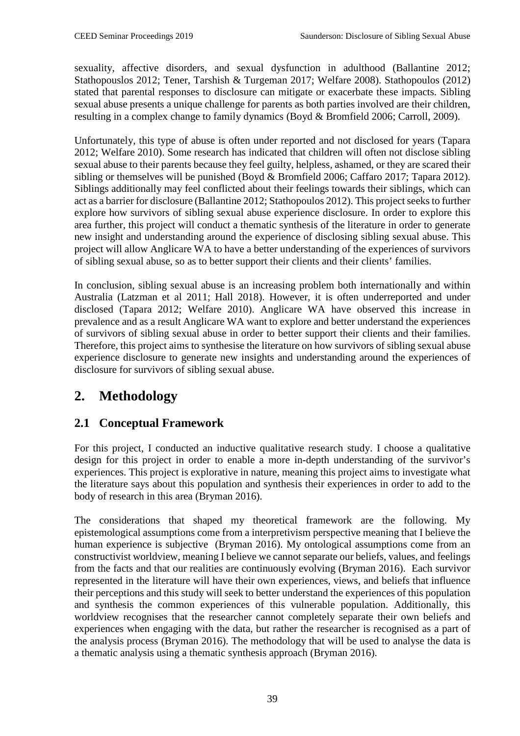sexuality, affective disorders, and sexual dysfunction in adulthood (Ballantine 2012; Stathopouslos 2012; Tener, Tarshish & Turgeman 2017; Welfare 2008). Stathopoulos (2012) stated that parental responses to disclosure can mitigate or exacerbate these impacts. Sibling sexual abuse presents a unique challenge for parents as both parties involved are their children, resulting in a complex change to family dynamics (Boyd & Bromfield 2006; Carroll, 2009).

Unfortunately, this type of abuse is often under reported and not disclosed for years (Tapara 2012; Welfare 2010). Some research has indicated that children will often not disclose sibling sexual abuse to their parents because they feel guilty, helpless, ashamed, or they are scared their sibling or themselves will be punished (Boyd & Bromfield 2006; Caffaro 2017; Tapara 2012). Siblings additionally may feel conflicted about their feelings towards their siblings, which can act as a barrier for disclosure (Ballantine 2012; Stathopoulos 2012). This project seeks to further explore how survivors of sibling sexual abuse experience disclosure. In order to explore this area further, this project will conduct a thematic synthesis of the literature in order to generate new insight and understanding around the experience of disclosing sibling sexual abuse. This project will allow Anglicare WA to have a better understanding of the experiences of survivors of sibling sexual abuse, so as to better support their clients and their clients' families.

In conclusion, sibling sexual abuse is an increasing problem both internationally and within Australia (Latzman et al 2011; Hall 2018). However, it is often underreported and under disclosed (Tapara 2012; Welfare 2010). Anglicare WA have observed this increase in prevalence and as a result Anglicare WA want to explore and better understand the experiences of survivors of sibling sexual abuse in order to better support their clients and their families. Therefore, this project aims to synthesise the literature on how survivors of sibling sexual abuse experience disclosure to generate new insights and understanding around the experiences of disclosure for survivors of sibling sexual abuse.

## 2. Methodology

### 2.1 Conceptual Framework

For this project, I conducted an inductive qualitative research study. I choose a qualitative design for this project in order to enable a more in-depth understanding of the survivor's experiences. This project is explorative in nature, meaning this project aims to investigate what the literature says about this population and synthesis their experiences in order to add to the body of research in this area (Bryman 2016).

The considerations that shaped my theoretical framework are the following. My epistemological assumptions come from a interpretivism perspective meaning that I believe the human experience is subjective (Bryman 2016). My ontological assumptions come from an constructivist worldview, meaning I believe we cannot separate our beliefs, values, and feelings from the facts and that our realities are continuously evolving (Bryman 2016). Each survivor represented in the literature will have their own experiences, views, and beliefs that influence their perceptions and this study will seek to better understand the experiences of this population and synthesis the common experiences of this vulnerable population. Additionally, this worldview recognises that the researcher cannot completely separate their own beliefs and experiences when engaging with the data, but rather the researcher is recognised as a part of the analysis process (Bryman 2016). The methodology that will be used to analyse the data is a thematic analysis using a thematic synthesis approach (Bryman 2016).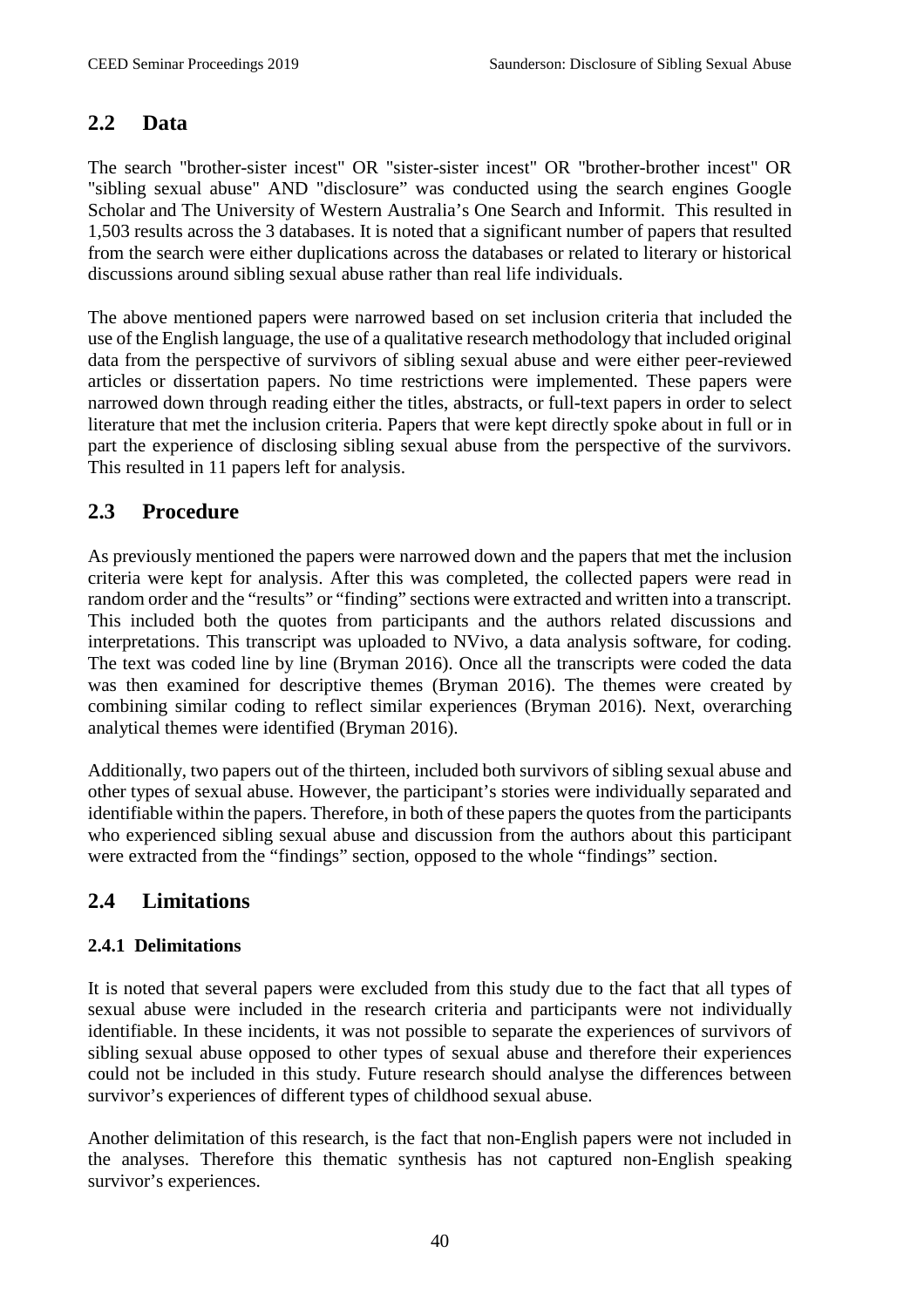## 2.2 Data

The search "brother-sister incest" OR "sister-sister incest" OR "brother-brother incest" OR "sibling sexual abuse" AND "disclosure" was conducted using the search engines Google Scholar and The University of Western Australia's One Search and Informit. This resulted in 1,503 results across the 3 databases. It is noted that a significant number of papers that resulted from the search were either duplications across the databases or related to literary or historical discussions around sibling sexual abuse rather than real life individuals.

The above mentioned papers were narrowed based on set inclusion criteria that included the use of the English language, the use of a qualitative research methodology that included original data from the perspective of survivors of sibling sexual abuse and were either peer-reviewed articles or dissertation papers. No time restrictions were implemented. These papers were narrowed down through reading either the titles, abstracts, or full-text papers in order to select literature that met the inclusion criteria. Papers that were kept directly spoke about in full or in part the experience of disclosing sibling sexual abuse from the perspective of the survivors. This resulted in 11 papers left for analysis.

## 2.3 Procedure

As previously mentioned the papers were narrowed down and the papers that met the inclusion criteria were kept for analysis. After this was completed, the collected papers were read in random order and the "results" or "finding" sections were extracted and written into a transcript. This included both the quotes from participants and the authors related discussions and interpretations. This transcript was uploaded to NVivo, a data analysis software, for coding. The text was coded line by line (Bryman 2016). Once all the transcripts were coded the data was then examined for descriptive themes (Bryman 2016). The themes were created by combining similar coding to reflect similar experiences (Bryman 2016). Next, overarching analytical themes were identified (Bryman 2016).

Additionally, two papers out of the thirteen, included both survivors of sibling sexual abuse and other types of sexual abuse. However, the participant's stories were individually separated and identifiable within the papers. Therefore, in both of these papers the quotes from the participants who experienced sibling sexual abuse and discussion from the authors about this participant were extracted from the "findings" section, opposed to the whole "findings" section.

## 2.4 Limitations

### 2.4.1 Delimitations

It is noted that several papers were excluded from this study due to the fact that all types of sexual abuse were included in the research criteria and participants were not individually identifiable. In these incidents, it was not possible to separate the experiences of survivors of sibling sexual abuse opposed to other types of sexual abuse and therefore their experiences could not be included in this study. Future research should analyse the differences between survivor's experiences of different types of childhood sexual abuse.

Another delimitation of this research, is the fact that non-English papers were not included in the analyses. Therefore this thematic synthesis has not captured non-English speaking survivor's experiences.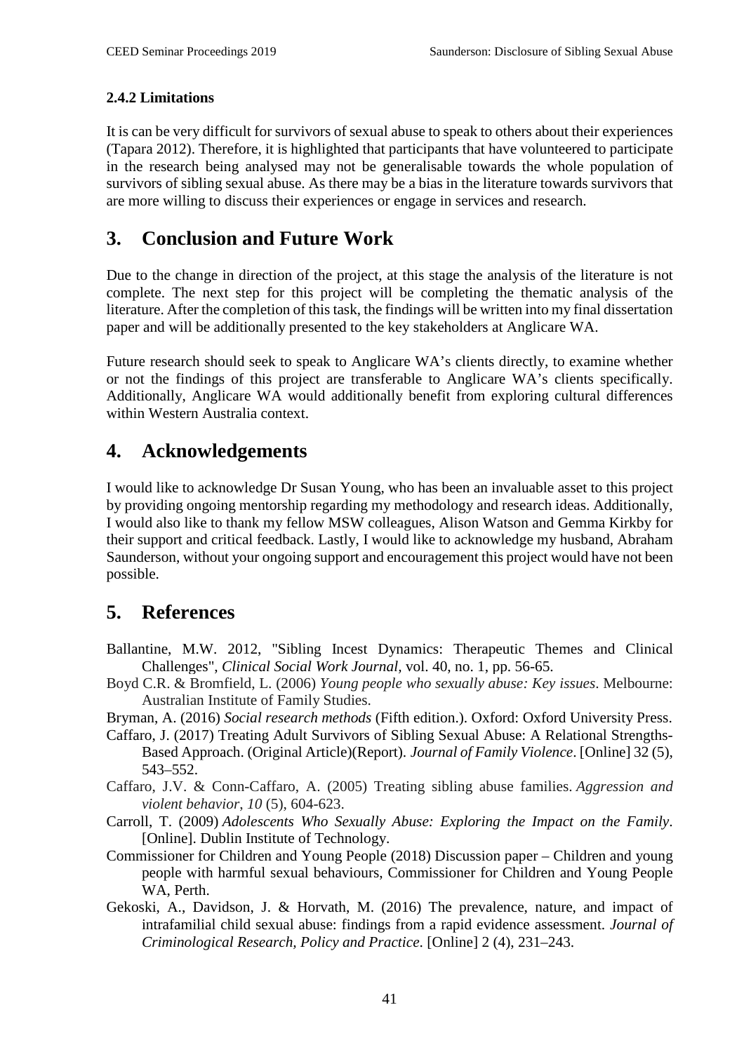### 2.4.2 Limitations

It is can be very difficult for survivors of sexual abuse to speak to others about their experiences (Tapara 2012). Therefore, it is highlighted that participants that have volunteered to participate in the research being analysed may not be generalisable towards the whole population of survivors of sibling sexual abuse. As there may be a bias in the literature towards survivors that are more willing to discuss their experiences or engage in services and research.

## 3. Conclusion and Future Work

Due to the change in direction of the project, at this stage the analysis of the literature is not complete. The next step for this project will be completing the thematic analysis of the literature. After the completion of this task, the findings will be written into my final dissertation paper and will be additionally presented to the key stakeholders at Anglicare WA.

Future research should seek to speak to Anglicare WA's clients directly, to examine whether or not the findings of this project are transferable to Anglicare WA's clients specifically. Additionally, Anglicare WA would additionally benefit from exploring cultural differences within Western Australia context.

## 4. Acknowledgements

I would like to acknowledge Dr Susan Young, who has been an invaluable asset to this project by providing ongoing mentorship regarding my methodology and research ideas. Additionally, I would also like to thank my fellow MSW colleagues, Alison Watson and Gemma Kirkby for their support and critical feedback. Lastly, I would like to acknowledge my husband, Abraham Saunderson, without your ongoing support and encouragement this project would have not been possible.

## 5. References

Ballantine, M.W. 2012, "Sibling Incest Dynamics: Therapeutic Themes and Clinical Challenges", *Clinical Social Work Journal*, vol. 40, no. 1, pp. 56-65.

Boyd C.R. & Bromfield, L. (2006) *Young people who sexually abuse: Key issues*. Melbourne: Australian Institute of Family Studies.

Bryman, A. (2016) *Social research methods* (Fifth edition.). Oxford: Oxford University Press.

Caffaro, J. (2017) Treating Adult Survivors of Sibling Sexual Abuse: A Relational Strengths-Based Approach. (Original Article)(Report). *Journal of Family Violence*. [Online] 32 (5), 543–552.

Caffaro, J.V. & Conn-Caffaro, A. (2005) Treating sibling abuse families. *Aggression and violent behavior*, *10* (5), 604-623.

Carroll, T. (2009) *Adolescents Who Sexually Abuse: Exploring the Impact on the Family*. [Online]. Dublin Institute of Technology.

Commissioner for Children and Young People (2018) Discussion paper – Children and young people with harmful sexual behaviours, Commissioner for Children and Young People WA, Perth.

Gekoski, A., Davidson, J. & Horvath, M. (2016) The prevalence, nature, and impact of intrafamilial child sexual abuse: findings from a rapid evidence assessment. *Journal of Criminological Research, Policy and Practice*. [Online] 2 (4), 231–243.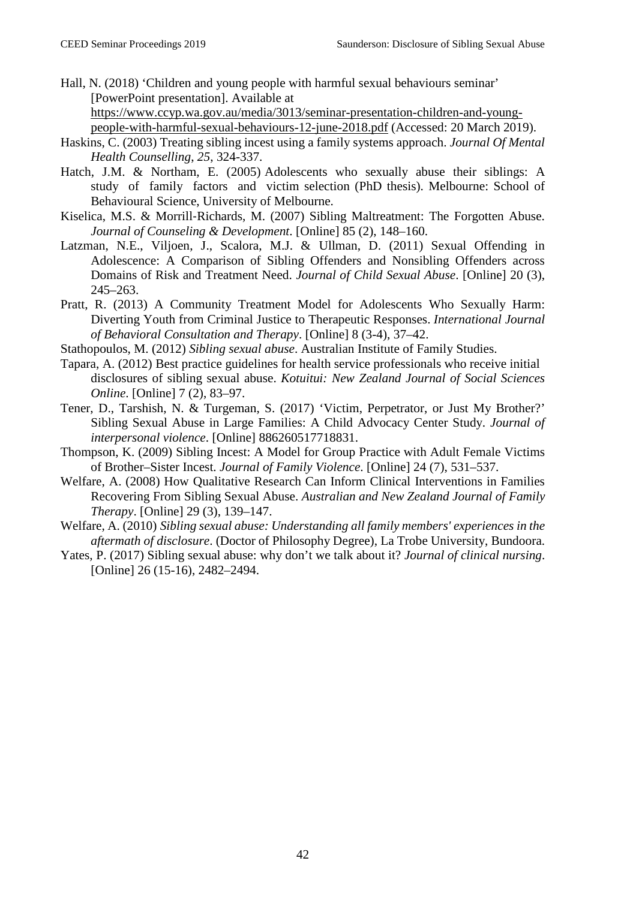Hall, N. (2018) 'Children and young people with harmful sexual behaviours seminar' [PowerPoint presentation]. Available at https://www.ccyp.wa.gov.au/media/3013/seminar-presentation-children-and-young-people-with-harmful-sexual-behaviours-12-june-2018.pdf (Accessed: 20 March 2019).

Haskins, C. (2003) Treating sibling incest using a family systems approach. *Journal Of Mental Health Counselling*, *25*, 324-337.

Hatch, J.M. & Northam, E. (2005) Adolescents who sexually abuse their siblings: A study of family factors and victim selection (PhD thesis). Melbourne: School of Behavioural Science, University of Melbourne.

Kiselica, M.S. & Morrill-Richards, M. (2007) Sibling Maltreatment: The Forgotten Abuse. *Journal of Counseling & Development*. [Online] 85 (2), 148–160.

Latzman, N.E., Viljoen, J., Scalora, M.J. & Ullman, D. (2011) Sexual Offending in Adolescence: A Comparison of Sibling Offenders and Nonsibling Offenders across Domains of Risk and Treatment Need. *Journal of Child Sexual Abuse*. [Online] 20 (3), 245–263.

Pratt, R. (2013) A Community Treatment Model for Adolescents Who Sexually Harm: Diverting Youth from Criminal Justice to Therapeutic Responses. *International Journal of Behavioral Consultation and Therapy*. [Online] 8 (3-4), 37–42.

Stathopoulos, M. (2012) *Sibling sexual abuse*. Australian Institute of Family Studies.

Tapara, A. (2012) Best practice guidelines for health service professionals who receive initial disclosures of sibling sexual abuse. *Kotuitui: New Zealand Journal of Social Sciences Online*. [Online] 7 (2), 83–97.

Tener, D., Tarshish, N. & Turgeman, S. (2017) 'Victim, Perpetrator, or Just My Brother?' Sibling Sexual Abuse in Large Families: A Child Advocacy Center Study. *Journal of interpersonal violence*. [Online] 886260517718831.

Thompson, K. (2009) Sibling Incest: A Model for Group Practice with Adult Female Victims of Brother–Sister Incest. *Journal of Family Violence*. [Online] 24 (7), 531–537.

Welfare, A. (2008) How Qualitative Research Can Inform Clinical Interventions in Families Recovering From Sibling Sexual Abuse. *Australian and New Zealand Journal of Family Therapy*. [Online] 29 (3), 139–147.

Welfare, A. (2010) *Sibling sexual abuse: Understanding all family members' experiences in the aftermath of disclosure*. (Doctor of Philosophy Degree), La Trobe University, Bundoora.

Yates, P. (2017) Sibling sexual abuse: why don't we talk about it? *Journal of clinical nursing*. [Online] 26 (15-16), 2482–2494.